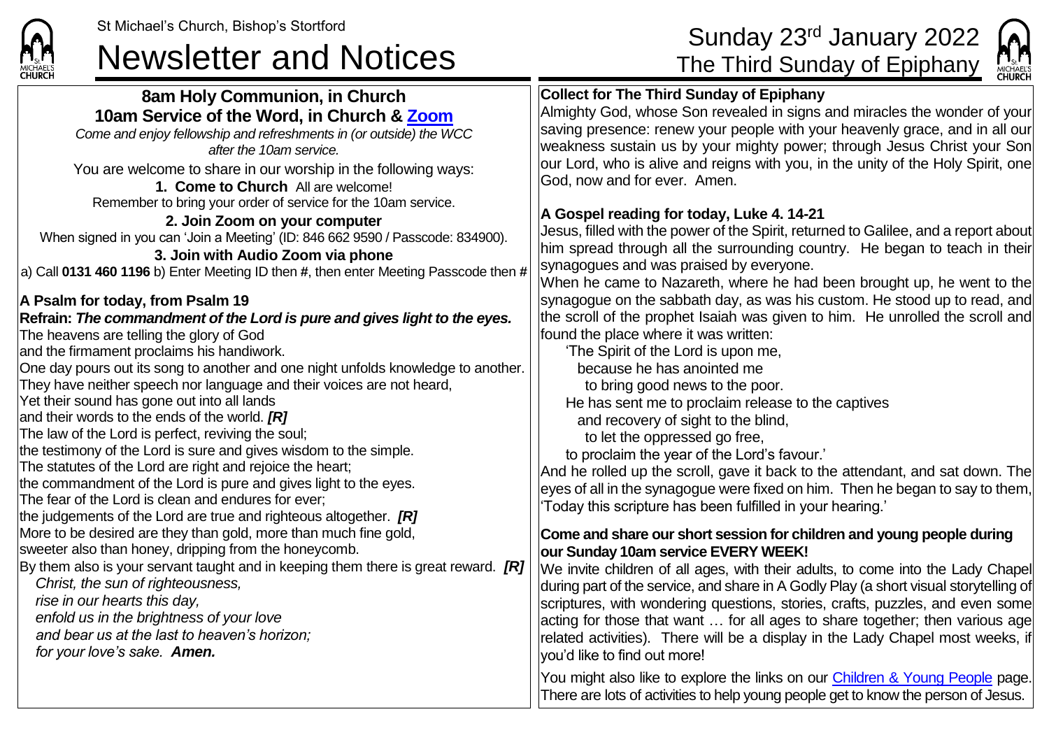St Michael's Church, Bishop's Stortford

# Newsletter and Notices

# Sunday 23rd January 2022
## The Third Sunday of Epiphany

## 8am Holy Communion, in Church
## 10am Service of the Word, in Church & Zoom

*Come and enjoy fellowship and refreshments in (or outside) the WCC after the 10am service.*

You are welcome to share in our worship in the following ways:

**1. Come to Church** All are welcome!
Remember to bring your order of service for the 10am service.

**2. Join Zoom on your computer**
When signed in you can 'Join a Meeting' (ID: 846 662 9590 / Passcode: 834900).

**3. Join with Audio Zoom via phone**
a) Call **0131 460 1196** b) Enter Meeting ID then **#**, then enter Meeting Passcode then **#**

**A Psalm for today, from Psalm 19**

**Refrain: *The commandment of the Lord is pure and gives light to the eyes.***

The heavens are telling the glory of God
and the firmament proclaims his handiwork.
One day pours out its song to another and one night unfolds knowledge to another.
They have neither speech nor language and their voices are not heard,
Yet their sound has gone out into all lands
and their words to the ends of the world. ***[R]***
The law of the Lord is perfect, reviving the soul;
the testimony of the Lord is sure and gives wisdom to the simple.
The statutes of the Lord are right and rejoice the heart;
the commandment of the Lord is pure and gives light to the eyes.
The fear of the Lord is clean and endures for ever;
the judgements of the Lord are true and righteous altogether. ***[R]***
More to be desired are they than gold, more than much fine gold,
sweeter also than honey, dripping from the honeycomb.
By them also is your servant taught and in keeping them there is great reward. ***[R]***

*Christ, the sun of righteousness,*
*rise in our hearts this day,*
*enfold us in the brightness of your love*
*and bear us at the last to heaven's horizon;*
*for your love's sake.* ***Amen.***

**Collect for The Third Sunday of Epiphany**

Almighty God, whose Son revealed in signs and miracles the wonder of your saving presence: renew your people with your heavenly grace, and in all our weakness sustain us by your mighty power; through Jesus Christ your Son our Lord, who is alive and reigns with you, in the unity of the Holy Spirit, one God, now and for ever. Amen.

**A Gospel reading for today, Luke 4. 14-21**

Jesus, filled with the power of the Spirit, returned to Galilee, and a report about him spread through all the surrounding country. He began to teach in their synagogues and was praised by everyone.

When he came to Nazareth, where he had been brought up, he went to the synagogue on the sabbath day, as was his custom. He stood up to read, and the scroll of the prophet Isaiah was given to him. He unrolled the scroll and found the place where it was written:

'The Spirit of the Lord is upon me,
because he has anointed me
to bring good news to the poor.
He has sent me to proclaim release to the captives
and recovery of sight to the blind,
to let the oppressed go free,
to proclaim the year of the Lord's favour.'

And he rolled up the scroll, gave it back to the attendant, and sat down. The eyes of all in the synagogue were fixed on him. Then he began to say to them, 'Today this scripture has been fulfilled in your hearing.'

**Come and share our short session for children and young people during our Sunday 10am service EVERY WEEK!**

We invite children of all ages, with their adults, to come into the Lady Chapel during part of the service, and share in A Godly Play (a short visual storytelling of scriptures, with wondering questions, stories, crafts, puzzles, and even some acting for those that want … for all ages to share together; then various age related activities). There will be a display in the Lady Chapel most weeks, if you'd like to find out more!

You might also like to explore the links on our Children & Young People page. There are lots of activities to help young people get to know the person of Jesus.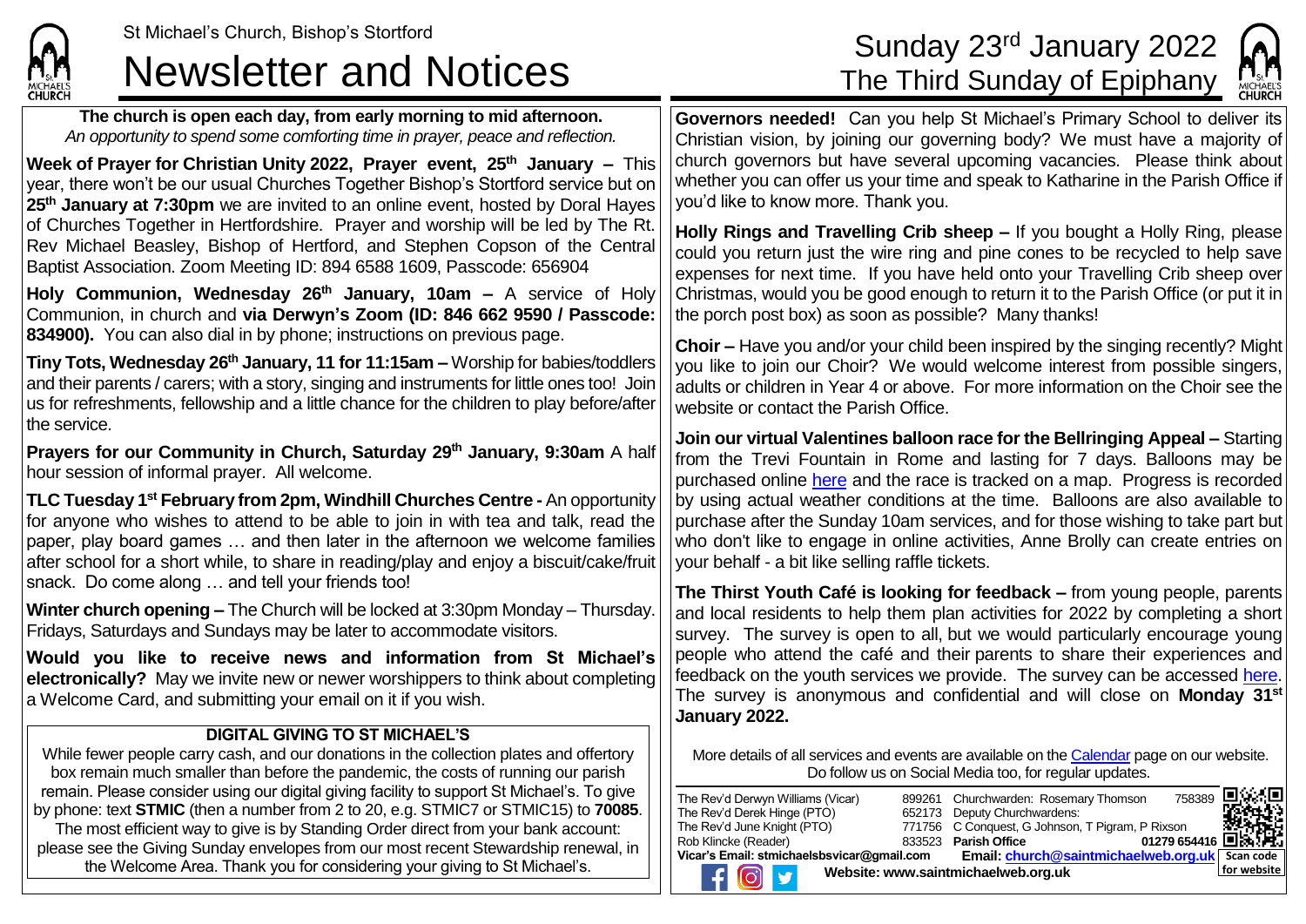St Michael's Church, Bishop's Stortford

# Newsletter and Notices

## Sunday 23rd January 2022
## The Third Sunday of Epiphany

**The church is open each day, from early morning to mid afternoon.**
*An opportunity to spend some comforting time in prayer, peace and reflection.*

**Week of Prayer for Christian Unity 2022, Prayer event, 25th January –** This year, there won't be our usual Churches Together Bishop's Stortford service but on **25th January at 7:30pm** we are invited to an online event, hosted by Doral Hayes of Churches Together in Hertfordshire. Prayer and worship will be led by The Rt. Rev Michael Beasley, Bishop of Hertford, and Stephen Copson of the Central Baptist Association. Zoom Meeting ID: 894 6588 1609, Passcode: 656904

**Holy Communion, Wednesday 26th January, 10am –** A service of Holy Communion, in church and **via Derwyn's Zoom (ID: 846 662 9590 / Passcode: 834900).** You can also dial in by phone; instructions on previous page.

**Tiny Tots, Wednesday 26th January, 11 for 11:15am –** Worship for babies/toddlers and their parents / carers; with a story, singing and instruments for little ones too! Join us for refreshments, fellowship and a little chance for the children to play before/after the service.

**Prayers for our Community in Church, Saturday 29th January, 9:30am** A half hour session of informal prayer. All welcome.

**TLC Tuesday 1st February from 2pm, Windhill Churches Centre -** An opportunity for anyone who wishes to attend to be able to join in with tea and talk, read the paper, play board games … and then later in the afternoon we welcome families after school for a short while, to share in reading/play and enjoy a biscuit/cake/fruit snack. Do come along … and tell your friends too!

**Winter church opening –** The Church will be locked at 3:30pm Monday – Thursday. Fridays, Saturdays and Sundays may be later to accommodate visitors.

**Would you like to receive news and information from St Michael's electronically?** May we invite new or newer worshippers to think about completing a Welcome Card, and submitting your email on it if you wish.

**DIGITAL GIVING TO ST MICHAEL'S**

While fewer people carry cash, and our donations in the collection plates and offertory box remain much smaller than before the pandemic, the costs of running our parish remain. Please consider using our digital giving facility to support St Michael's. To give by phone: text **STMIC** (then a number from 2 to 20, e.g. STMIC7 or STMIC15) to **70085**. The most efficient way to give is by Standing Order direct from your bank account: please see the Giving Sunday envelopes from our most recent Stewardship renewal, in the Welcome Area. Thank you for considering your giving to St Michael's.

**Governors needed!** Can you help St Michael's Primary School to deliver its Christian vision, by joining our governing body? We must have a majority of church governors but have several upcoming vacancies. Please think about whether you can offer us your time and speak to Katharine in the Parish Office if you'd like to know more. Thank you.

**Holly Rings and Travelling Crib sheep –** If you bought a Holly Ring, please could you return just the wire ring and pine cones to be recycled to help save expenses for next time. If you have held onto your Travelling Crib sheep over Christmas, would you be good enough to return it to the Parish Office (or put it in the porch post box) as soon as possible? Many thanks!

**Choir –** Have you and/or your child been inspired by the singing recently? Might you like to join our Choir? We would welcome interest from possible singers, adults or children in Year 4 or above. For more information on the Choir see the website or contact the Parish Office.

**Join our virtual Valentines balloon race for the Bellringing Appeal –** Starting from the Trevi Fountain in Rome and lasting for 7 days. Balloons may be purchased online here and the race is tracked on a map. Progress is recorded by using actual weather conditions at the time. Balloons are also available to purchase after the Sunday 10am services, and for those wishing to take part but who don't like to engage in online activities, Anne Brolly can create entries on your behalf - a bit like selling raffle tickets.

**The Thirst Youth Café is looking for feedback –** from young people, parents and local residents to help them plan activities for 2022 by completing a short survey. The survey is open to all, but we would particularly encourage young people who attend the café and their parents to share their experiences and feedback on the youth services we provide. The survey can be accessed here. The survey is anonymous and confidential and will close on **Monday 31st January 2022.**

More details of all services and events are available on the Calendar page on our website. Do follow us on Social Media too, for regular updates.

| | | | |
|---|---|---|---|
| The Rev'd Derwyn Williams (Vicar) | 899261 | Churchwarden: Rosemary Thomson | 758389 |
| The Rev'd Derek Hinge (PTO) | 652173 | Deputy Churchwardens: | |
| The Rev'd June Knight (PTO) | 771756 | C Conquest, G Johnson, T Pigram, P Rixson | |
| Rob Klincke (Reader) | 833523 | **Parish Office** | **01279 654416** |

**Vicar's Email: stmichaelsbsvicar@gmail.com** **Email: church@saintmichaelweb.org.uk**

**Website: www.saintmichaelweb.org.uk**

Scan code for website